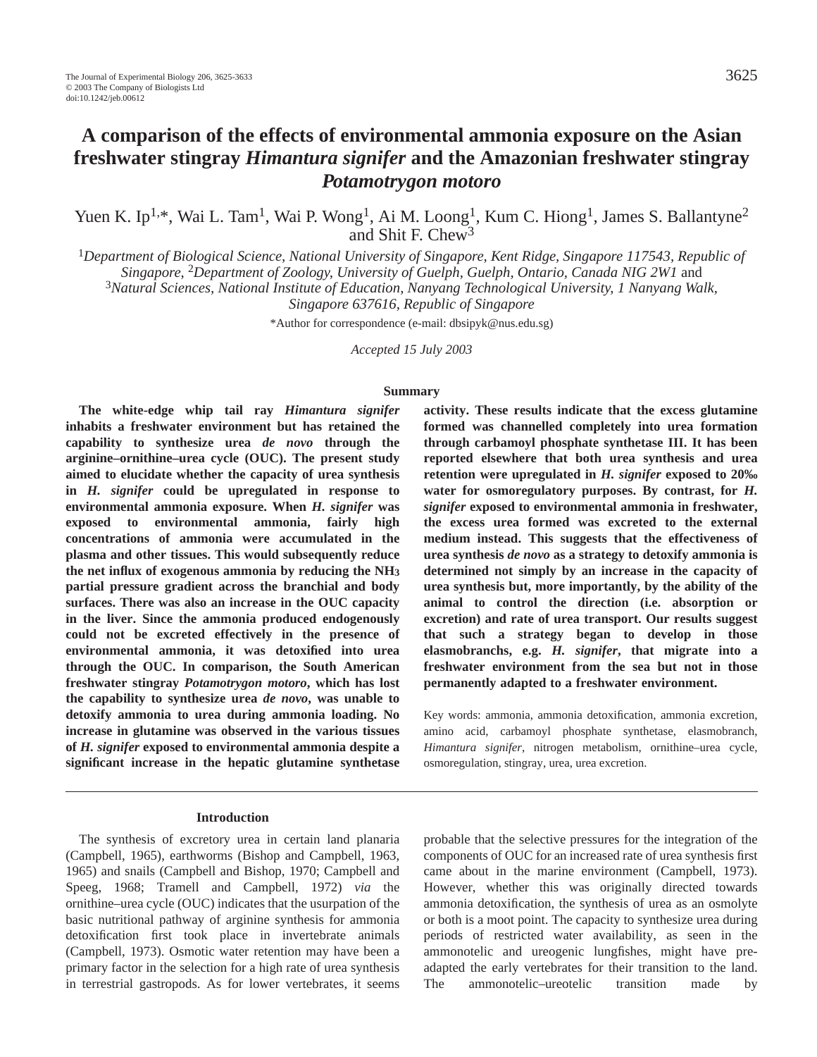# A comparison of the effects of environmental ammonia exposure on the Asian freshwater stingray *Himantura signifer* and the Amazonian freshwater stingray *Potamotrygon motoro*

Yuen K. Ip[1,*], Wai L. Tam[1], Wai P. Wong[1], Ai M. Loong[1], Kum C. Hiong[1], James S. Ballantyne[2] and Shit F. Chew[3]

[1]*Department of Biological Science, National University of Singapore, Kent Ridge, Singapore 117543, Republic of Singapore,* [2]*Department of Zoology, University of Guelph, Guelph, Ontario, Canada NIG 2W1* and [3]*Natural Sciences, National Institute of Education, Nanyang Technological University, 1 Nanyang Walk, Singapore 637616, Republic of Singapore*

*Author for correspondence (e-mail: dbsipyk@nus.edu.sg)

*Accepted 15 July 2003*

## Summary

**The white-edge whip tail ray *Himantura signifer* inhabits a freshwater environment but has retained the capability to synthesize urea *de novo* through the arginine–ornithine–urea cycle (OUC). The present study aimed to elucidate whether the capacity of urea synthesis in *H. signifer* could be upregulated in response to environmental ammonia exposure. When *H. signifer* was exposed to environmental ammonia, fairly high concentrations of ammonia were accumulated in the plasma and other tissues. This would subsequently reduce the net influx of exogenous ammonia by reducing the $NH_3$ partial pressure gradient across the branchial and body surfaces. There was also an increase in the OUC capacity in the liver. Since the ammonia produced endogenously could not be excreted effectively in the presence of environmental ammonia, it was detoxified into urea through the OUC. In comparison, the South American freshwater stingray *Potamotrygon motoro*, which has lost the capability to synthesize urea *de novo*, was unable to detoxify ammonia to urea during ammonia loading. No increase in glutamine was observed in the various tissues of *H. signifer* exposed to environmental ammonia despite a significant increase in the hepatic glutamine synthetase activity. These results indicate that the excess glutamine formed was channelled completely into urea formation through carbamoyl phosphate synthetase III. It has been reported elsewhere that both urea synthesis and urea retention were upregulated in *H. signifer* exposed to 20‰ water for osmoregulatory purposes. By contrast, for *H. signifer* exposed to environmental ammonia in freshwater, the excess urea formed was excreted to the external medium instead. This suggests that the effectiveness of urea synthesis *de novo* as a strategy to detoxify ammonia is determined not simply by an increase in the capacity of urea synthesis but, more importantly, by the ability of the animal to control the direction (i.e. absorption or excretion) and rate of urea transport. Our results suggest that such a strategy began to develop in those elasmobranchs, e.g. *H. signifer*, that migrate into a freshwater environment from the sea but not in those permanently adapted to a freshwater environment.**

Key words: ammonia, ammonia detoxification, ammonia excretion, amino acid, carbamoyl phosphate synthetase, elasmobranch, *Himantura signifer*, nitrogen metabolism, ornithine–urea cycle, osmoregulation, stingray, urea, urea excretion.

## Introduction

The synthesis of excretory urea in certain land planaria (Campbell, 1965), earthworms (Bishop and Campbell, 1963, 1965) and snails (Campbell and Bishop, 1970; Campbell and Speeg, 1968; Tramell and Campbell, 1972) *via* the ornithine–urea cycle (OUC) indicates that the usurpation of the basic nutritional pathway of arginine synthesis for ammonia detoxification first took place in invertebrate animals (Campbell, 1973). Osmotic water retention may have been a primary factor in the selection for a high rate of urea synthesis in terrestrial gastropods. As for lower vertebrates, it seems probable that the selective pressures for the integration of the components of OUC for an increased rate of urea synthesis first came about in the marine environment (Campbell, 1973). However, whether this was originally directed towards ammonia detoxification, the synthesis of urea as an osmolyte or both is a moot point. The capacity to synthesize urea during periods of restricted water availability, as seen in the ammonotelic and ureogenic lungfishes, might have pre-adapted the early vertebrates for their transition to the land. The ammonotelic–ureotelic transition made by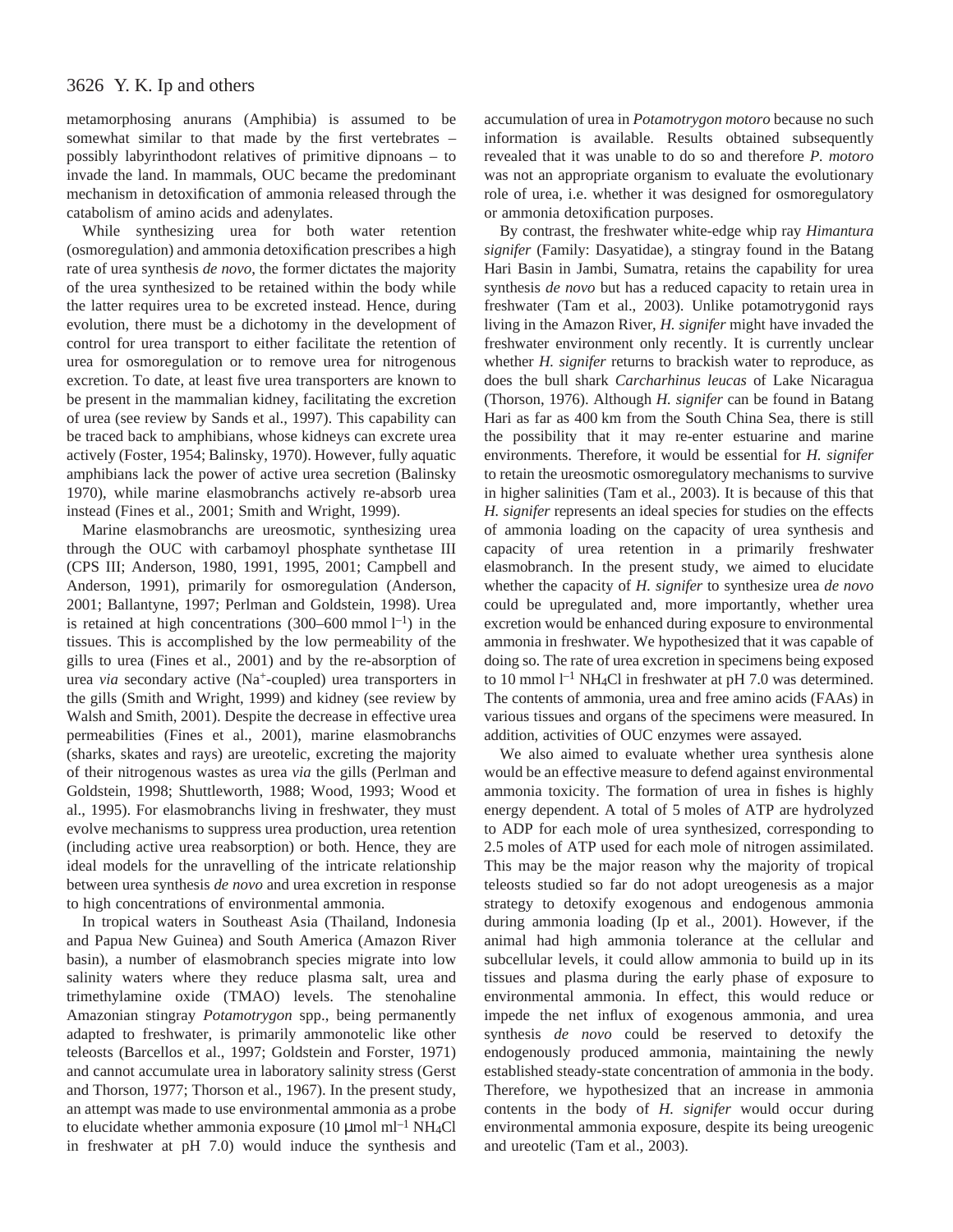metamorphosing anurans (Amphibia) is assumed to be somewhat similar to that made by the first vertebrates – possibly labyrinthodont relatives of primitive dipnoans – to invade the land. In mammals, OUC became the predominant mechanism in detoxification of ammonia released through the catabolism of amino acids and adenylates.

While synthesizing urea for both water retention (osmoregulation) and ammonia detoxification prescribes a high rate of urea synthesis *de novo*, the former dictates the majority of the urea synthesized to be retained within the body while the latter requires urea to be excreted instead. Hence, during evolution, there must be a dichotomy in the development of control for urea transport to either facilitate the retention of urea for osmoregulation or to remove urea for nitrogenous excretion. To date, at least five urea transporters are known to be present in the mammalian kidney, facilitating the excretion of urea (see review by Sands et al., 1997). This capability can be traced back to amphibians, whose kidneys can excrete urea actively (Foster, 1954; Balinsky, 1970). However, fully aquatic amphibians lack the power of active urea secretion (Balinsky 1970), while marine elasmobranchs actively re-absorb urea instead (Fines et al., 2001; Smith and Wright, 1999).

Marine elasmobranchs are ureosmotic, synthesizing urea through the OUC with carbamoyl phosphate synthetase III (CPS III; Anderson, 1980, 1991, 1995, 2001; Campbell and Anderson, 1991), primarily for osmoregulation (Anderson, 2001; Ballantyne, 1997; Perlman and Goldstein, 1998). Urea is retained at high concentrations (300–600 mmol $l^{-1}$) in the tissues. This is accomplished by the low permeability of the gills to urea (Fines et al., 2001) and by the re-absorption of urea *via* secondary active ($Na^+$-coupled) urea transporters in the gills (Smith and Wright, 1999) and kidney (see review by Walsh and Smith, 2001). Despite the decrease in effective urea permeabilities (Fines et al., 2001), marine elasmobranchs (sharks, skates and rays) are ureotelic, excreting the majority of their nitrogenous wastes as urea *via* the gills (Perlman and Goldstein, 1998; Shuttleworth, 1988; Wood, 1993; Wood et al., 1995). For elasmobranchs living in freshwater, they must evolve mechanisms to suppress urea production, urea retention (including active urea reabsorption) or both. Hence, they are ideal models for the unravelling of the intricate relationship between urea synthesis *de novo* and urea excretion in response to high concentrations of environmental ammonia.

In tropical waters in Southeast Asia (Thailand, Indonesia and Papua New Guinea) and South America (Amazon River basin), a number of elasmobranch species migrate into low salinity waters where they reduce plasma salt, urea and trimethylamine oxide (TMAO) levels. The stenohaline Amazonian stingray *Potamotrygon* spp., being permanently adapted to freshwater, is primarily ammonotelic like other teleosts (Barcellos et al., 1997; Goldstein and Forster, 1971) and cannot accumulate urea in laboratory salinity stress (Gerst and Thorson, 1977; Thorson et al., 1967). In the present study, an attempt was made to use environmental ammonia as a probe to elucidate whether ammonia exposure (10 μmol $ml^{-1}$ $NH_4Cl$ in freshwater at pH 7.0) would induce the synthesis and accumulation of urea in *Potamotrygon motoro* because no such information is available. Results obtained subsequently revealed that it was unable to do so and therefore *P. motoro* was not an appropriate organism to evaluate the evolutionary role of urea, i.e. whether it was designed for osmoregulatory or ammonia detoxification purposes.

By contrast, the freshwater white-edge whip ray *Himantura signifer* (Family: Dasyatidae), a stingray found in the Batang Hari Basin in Jambi, Sumatra, retains the capability for urea synthesis *de novo* but has a reduced capacity to retain urea in freshwater (Tam et al., 2003). Unlike potamotrygonid rays living in the Amazon River, *H. signifer* might have invaded the freshwater environment only recently. It is currently unclear whether *H. signifer* returns to brackish water to reproduce, as does the bull shark *Carcharhinus leucas* of Lake Nicaragua (Thorson, 1976). Although *H. signifer* can be found in Batang Hari as far as 400 km from the South China Sea, there is still the possibility that it may re-enter estuarine and marine environments. Therefore, it would be essential for *H. signifer* to retain the ureosmotic osmoregulatory mechanisms to survive in higher salinities (Tam et al., 2003). It is because of this that *H. signifer* represents an ideal species for studies on the effects of ammonia loading on the capacity of urea synthesis and capacity of urea retention in a primarily freshwater elasmobranch. In the present study, we aimed to elucidate whether the capacity of *H. signifer* to synthesize urea *de novo* could be upregulated and, more importantly, whether urea excretion would be enhanced during exposure to environmental ammonia in freshwater. We hypothesized that it was capable of doing so. The rate of urea excretion in specimens being exposed to 10 mmol $l^{-1}$ $NH_4Cl$ in freshwater at pH 7.0 was determined. The contents of ammonia, urea and free amino acids (FAAs) in various tissues and organs of the specimens were measured. In addition, activities of OUC enzymes were assayed.

We also aimed to evaluate whether urea synthesis alone would be an effective measure to defend against environmental ammonia toxicity. The formation of urea in fishes is highly energy dependent. A total of 5 moles of ATP are hydrolyzed to ADP for each mole of urea synthesized, corresponding to 2.5 moles of ATP used for each mole of nitrogen assimilated. This may be the major reason why the majority of tropical teleosts studied so far do not adopt ureogenesis as a major strategy to detoxify exogenous and endogenous ammonia during ammonia loading (Ip et al., 2001). However, if the animal had high ammonia tolerance at the cellular and subcellular levels, it could allow ammonia to build up in its tissues and plasma during the early phase of exposure to environmental ammonia. In effect, this would reduce or impede the net influx of exogenous ammonia, and urea synthesis *de novo* could be reserved to detoxify the endogenously produced ammonia, maintaining the newly established steady-state concentration of ammonia in the body. Therefore, we hypothesized that an increase in ammonia contents in the body of *H. signifer* would occur during environmental ammonia exposure, despite its being ureogenic and ureotelic (Tam et al., 2003).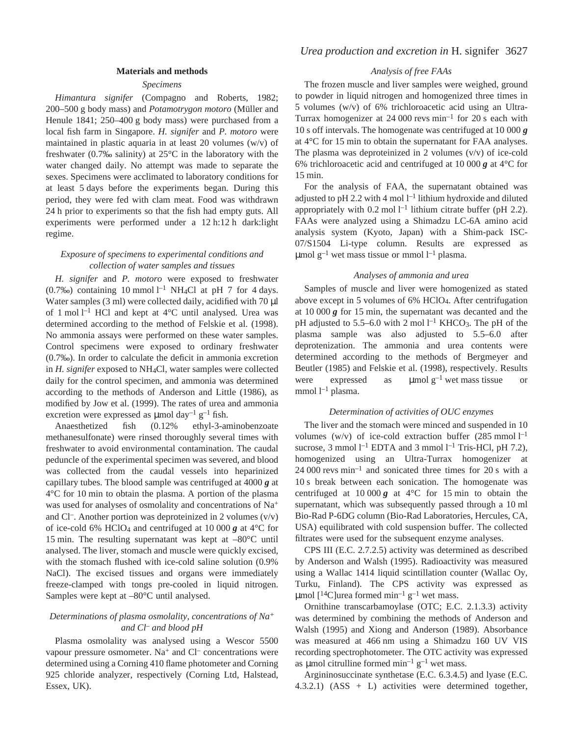## Materials and methods

### Specimens

*Himantura signifer* (Compagno and Roberts, 1982; 200–500 g body mass) and *Potamotrygon motoro* (Müller and Henule 1841; 250–400 g body mass) were purchased from a local fish farm in Singapore. *H. signifer* and *P. motoro* were maintained in plastic aquaria in at least 20 volumes (w/v) of freshwater (0.7‰ salinity) at 25°C in the laboratory with the water changed daily. No attempt was made to separate the sexes. Specimens were acclimated to laboratory conditions for at least 5 days before the experiments began. During this period, they were fed with clam meat. Food was withdrawn 24 h prior to experiments so that the fish had empty guts. All experiments were performed under a 12 h:12 h dark:light regime.

### Exposure of specimens to experimental conditions and collection of water samples and tissues

*H. signifer* and *P. motoro* were exposed to freshwater (0.7‰) containing 10 mmol $l^{-1}$ $NH_4Cl$ at pH 7 for 4 days. Water samples (3 ml) were collected daily, acidified with 70 µl of 1 mol $l^{-1}$ HCl and kept at 4°C until analysed. Urea was determined according to the method of Felskie et al. (1998). No ammonia assays were performed on these water samples. Control specimens were exposed to ordinary freshwater (0.7‰). In order to calculate the deficit in ammonia excretion in *H. signifer* exposed to $NH_4Cl$, water samples were collected daily for the control specimen, and ammonia was determined according to the methods of Anderson and Little (1986), as modified by Jow et al. (1999). The rates of urea and ammonia excretion were expressed as µmol $day^{-1}$ $g^{-1}$ fish.

Anaesthetized fish (0.12% ethyl-3-aminobenzoate methanesulfonate) were rinsed thoroughly several times with freshwater to avoid environmental contamination. The caudal peduncle of the experimental specimen was severed, and blood was collected from the caudal vessels into heparinized capillary tubes. The blood sample was centrifuged at 4000 ***g*** at 4°C for 10 min to obtain the plasma. A portion of the plasma was used for analyses of osmolality and concentrations of $Na^+$ and $Cl^-$. Another portion was deproteinized in 2 volumes (v/v) of ice-cold 6% $HClO_4$ and centrifuged at 10 000 ***g*** at 4°C for 15 min. The resulting supernatant was kept at –80°C until analysed. The liver, stomach and muscle were quickly excised, with the stomach flushed with ice-cold saline solution (0.9% NaCl). The excised tissues and organs were immediately freeze-clamped with tongs pre-cooled in liquid nitrogen. Samples were kept at –80°C until analysed.

### Determinations of plasma osmolality, concentrations of $Na^+$ and $Cl^-$ and blood pH

Plasma osmolality was analysed using a Wescor 5500 vapour pressure osmometer. $Na^+$ and $Cl^-$ concentrations were determined using a Corning 410 flame photometer and Corning 925 chloride analyzer, respectively (Corning Ltd, Halstead, Essex, UK).

### Analysis of free FAAs

The frozen muscle and liver samples were weighed, ground to powder in liquid nitrogen and homogenized three times in 5 volumes (w/v) of 6% trichloroacetic acid using an Ultra-Turrax homogenizer at 24 000 revs $min^{-1}$ for 20 s each with 10 s off intervals. The homogenate was centrifuged at 10 000 ***g*** at 4°C for 15 min to obtain the supernatant for FAA analyses. The plasma was deproteinized in 2 volumes (v/v) of ice-cold 6% trichloroacetic acid and centrifuged at 10 000 ***g*** at 4°C for 15 min.

For the analysis of FAA, the supernatant obtained was adjusted to pH 2.2 with 4 mol $l^{-1}$ lithium hydroxide and diluted appropriately with 0.2 mol $l^{-1}$ lithium citrate buffer (pH 2.2). FAAs were analyzed using a Shimadzu LC-6A amino acid analysis system (Kyoto, Japan) with a Shim-pack ISC-07/S1504 Li-type column. Results are expressed as µmol $g^{-1}$ wet mass tissue or mmol $l^{-1}$ plasma.

### Analyses of ammonia and urea

Samples of muscle and liver were homogenized as stated above except in 5 volumes of 6% $HClO_4$. After centrifugation at 10 000 ***g*** for 15 min, the supernatant was decanted and the pH adjusted to 5.5–6.0 with 2 mol $l^{-1}$ $KHCO_3$. The pH of the plasma sample was also adjusted to 5.5–6.0 after deprotenization. The ammonia and urea contents were determined according to the methods of Bergmeyer and Beutler (1985) and Felskie et al. (1998), respectively. Results were expressed as µmol $g^{-1}$ wet mass tissue or mmol $l^{-1}$ plasma.

### Determination of activities of OUC enzymes

The liver and the stomach were minced and suspended in 10 volumes (w/v) of ice-cold extraction buffer (285 mmol $l^{-1}$ sucrose, 3 mmol $l^{-1}$ EDTA and 3 mmol $l^{-1}$ Tris-HCl, pH 7.2), homogenized using an Ultra-Turrax homogenizer at 24 000 revs $min^{-1}$ and sonicated three times for 20 s with a 10 s break between each sonication. The homogenate was centrifuged at 10 000 ***g*** at 4°C for 15 min to obtain the supernatant, which was subsequently passed through a 10 ml Bio-Rad P-6DG column (Bio-Rad Laboratories, Hercules, CA, USA) equilibrated with cold suspension buffer. The collected filtrates were used for the subsequent enzyme analyses.

CPS III (E.C. 2.7.2.5) activity was determined as described by Anderson and Walsh (1995). Radioactivity was measured using a Wallac 1414 liquid scintillation counter (Wallac Oy, Turku, Finland). The CPS activity was expressed as µmol [$^{14}$C]urea formed $min^{-1}$ $g^{-1}$ wet mass.

Ornithine transcarbamoylase (OTC; E.C. 2.1.3.3) activity was determined by combining the methods of Anderson and Walsh (1995) and Xiong and Anderson (1989). Absorbance was measured at 466 nm using a Shimadzu 160 UV VIS recording spectrophotometer. The OTC activity was expressed as µmol citrulline formed $min^{-1}$ $g^{-1}$ wet mass.

Argininosuccinate synthetase (E.C. 6.3.4.5) and lyase (E.C. 4.3.2.1) (ASS + L) activities were determined together,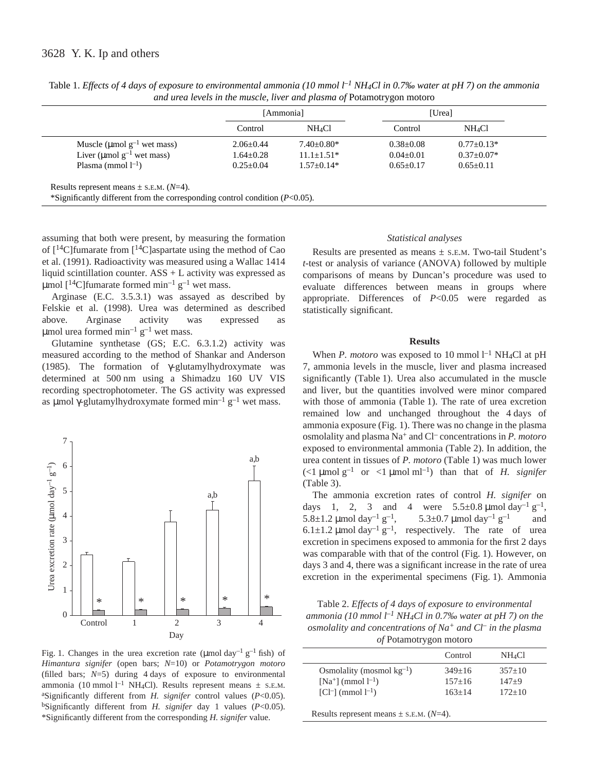Table 1. *Effects of 4 days of exposure to environmental ammonia (10 mmol $l^{-1}$ $NH_4Cl$ in 0.7‰ water at pH 7) on the ammonia and urea levels in the muscle, liver and plasma of* Potamotrygon motoro

| | [Ammonia] | | [Urea] | |
|---|---|---|---|---|
| | Control | $NH_4Cl$ | Control | $NH_4Cl$ |
| Muscle (μmol $g^{-1}$ wet mass) | 2.06±0.44 | 7.40±0.80* | 0.38±0.08 | 0.77±0.13* |
| Liver (μmol $g^{-1}$ wet mass) | 1.64±0.28 | 11.1±1.51* | 0.04±0.01 | 0.37±0.07* |
| Plasma (mmol $l^{-1}$) | 0.25±0.04 | 1.57±0.14* | 0.65±0.17 | 0.65±0.11 |

Results represent means ± S.E.M. ($N$=4).
*Significantly different from the corresponding control condition ($P$<0.05).

assuming that both were present, by measuring the formation of [$^{14}$C]fumarate from [$^{14}$C]aspartate using the method of Cao et al. (1991). Radioactivity was measured using a Wallac 1414 liquid scintillation counter. ASS + L activity was expressed as μmol [$^{14}$C]fumarate formed $min^{-1}$ $g^{-1}$ wet mass.

Arginase (E.C. 3.5.3.1) was assayed as described by Felskie et al. (1998). Urea was determined as described above. Arginase activity was expressed as μmol urea formed $min^{-1}$ $g^{-1}$ wet mass.

Glutamine synthetase (GS; E.C. 6.3.1.2) activity was measured according to the method of Shankar and Anderson (1985). The formation of γ-glutamylhydroxymate was determined at 500 nm using a Shimadzu 160 UV VIS recording spectrophotometer. The GS activity was expressed as μmol γ-glutamylhydroxymate formed $min^{-1}$ $g^{-1}$ wet mass.

Fig. 1. Changes in the urea excretion rate (μmol $day^{-1}$ $g^{-1}$ fish) of *Himantura signifer* (open bars; $N$=10) or *Potamotrygon motoro* (filled bars; $N$=5) during 4 days of exposure to environmental ammonia (10 mmol $l^{-1}$ $NH_4Cl$). Results represent means ± S.E.M. [a]Significantly different from *H. signifer* control values ($P$<0.05). [b]Significantly different from *H. signifer* day 1 values ($P$<0.05). *Significantly different from the corresponding *H. signifer* value.

### *Statistical analyses*

Results are presented as means ± S.E.M. Two-tail Student's *t*-test or analysis of variance (ANOVA) followed by multiple comparisons of means by Duncan's procedure was used to evaluate differences between means in groups where appropriate. Differences of $P$<0.05 were regarded as statistically significant.

## Results

When *P. motoro* was exposed to 10 mmol $l^{-1}$ $NH_4Cl$ at pH 7, ammonia levels in the muscle, liver and plasma increased significantly (Table 1). Urea also accumulated in the muscle and liver, but the quantities involved were minor compared with those of ammonia (Table 1). The rate of urea excretion remained low and unchanged throughout the 4 days of ammonia exposure (Fig. 1). There was no change in the plasma osmolality and plasma $Na^+$ and $Cl^-$ concentrations in *P. motoro* exposed to environmental ammonia (Table 2). In addition, the urea content in tissues of *P. motoro* (Table 1) was much lower (<1 μmol $g^{-1}$ or <1 μmol $ml^{-1}$) than that of *H. signifer* (Table 3).

The ammonia excretion rates of control *H. signifer* on days 1, 2, 3 and 4 were 5.5±0.8 μmol $day^{-1}$ $g^{-1}$, 5.8±1.2 μmol $day^{-1}$ $g^{-1}$, 5.3±0.7 μmol $day^{-1}$ $g^{-1}$ and 6.1±1.2 μmol $day^{-1}$ $g^{-1}$, respectively. The rate of urea excretion in specimens exposed to ammonia for the first 2 days was comparable with that of the control (Fig. 1). However, on days 3 and 4, there was a significant increase in the rate of urea excretion in the experimental specimens (Fig. 1). Ammonia

Table 2. *Effects of 4 days of exposure to environmental ammonia (10 mmol $l^{-1}$ $NH_4Cl$ in 0.7‰ water at pH 7) on the osmolality and concentrations of $Na^+$ and $Cl^-$ in the plasma of* Potamotrygon motoro

| | Control | $NH_4Cl$ |
|---|---|---|
| Osmolality (mosmol $kg^{-1}$) | 349±16 | 357±10 |
| [$Na^+$] (mmol $l^{-1}$) | 157±16 | 147±9 |
| [$Cl^-$] (mmol $l^{-1}$) | 163±14 | 172±10 |

Results represent means ± S.E.M. ($N$=4).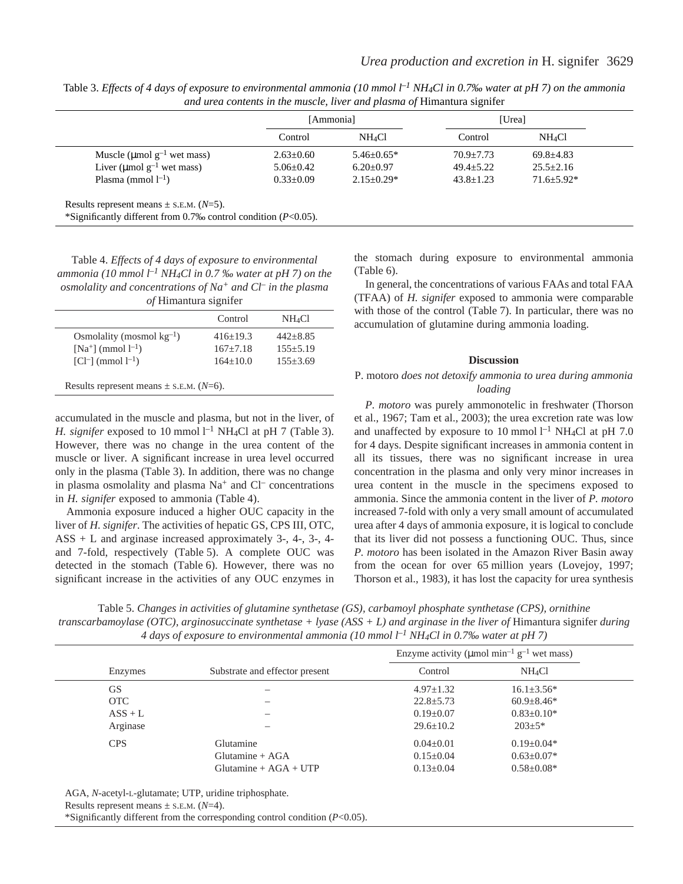Table 3. *Effects of 4 days of exposure to environmental ammonia (10 mmol $l^{-1}$ $NH_4Cl$ in 0.7‰ water at pH 7) on the ammonia and urea contents in the muscle, liver and plasma of* Himantura signifer

| | [Ammonia] | | [Urea] | |
|---|---|---|---|---|
| | Control | $NH_4Cl$ | Control | $NH_4Cl$ |
| Muscle (μmol $g^{-1}$ wet mass) | 2.63±0.60 | 5.46±0.65* | 70.9±7.73 | 69.8±4.83 |
| Liver (μmol $g^{-1}$ wet mass) | 5.06±0.42 | 6.20±0.97 | 49.4±5.22 | 25.5±2.16 |
| Plasma (mmol $l^{-1}$) | 0.33±0.09 | 2.15±0.29* | 43.8±1.23 | 71.6±5.92* |

Results represent means ± S.E.M. ($N$=5).
*Significantly different from 0.7‰ control condition ($P$<0.05).

Table 4. *Effects of 4 days of exposure to environmental ammonia (10 mmol $l^{-1}$ $NH_4Cl$ in 0.7 ‰ water at pH 7) on the osmolality and concentrations of $Na^+$ and $Cl^-$ in the plasma of* Himantura signifer

| | Control | $NH_4Cl$ |
|---|---|---|
| Osmolality (mosmol $kg^{-1}$) | 416±19.3 | 442±8.85 |
| [$Na^+$] (mmol $l^{-1}$) | 167±7.18 | 155±5.19 |
| [$Cl^-$] (mmol $l^{-1}$) | 164±10.0 | 155±3.69 |

Results represent means ± S.E.M. ($N$=6).

accumulated in the muscle and plasma, but not in the liver, of *H. signifer* exposed to 10 mmol $l^{-1}$ $NH_4Cl$ at pH 7 (Table 3). However, there was no change in the urea content of the muscle or liver. A significant increase in urea level occurred only in the plasma (Table 3). In addition, there was no change in plasma osmolality and plasma $Na^+$ and $Cl^-$ concentrations in *H. signifer* exposed to ammonia (Table 4).

Ammonia exposure induced a higher OUC capacity in the liver of *H. signifer*. The activities of hepatic GS, CPS III, OTC, ASS + L and arginase increased approximately 3-, 4-, 3-, 4- and 7-fold, respectively (Table 5). A complete OUC was detected in the stomach (Table 6). However, there was no significant increase in the activities of any OUC enzymes in the stomach during exposure to environmental ammonia (Table 6).

In general, the concentrations of various FAAs and total FAA (TFAA) of *H. signifer* exposed to ammonia were comparable with those of the control (Table 7). In particular, there was no accumulation of glutamine during ammonia loading.

## Discussion

### P. motoro *does not detoxify ammonia to urea during ammonia loading*

*P. motoro* was purely ammonotelic in freshwater (Thorson et al., 1967; Tam et al., 2003); the urea excretion rate was low and unaffected by exposure to 10 mmol $l^{-1}$ $NH_4Cl$ at pH 7.0 for 4 days. Despite significant increases in ammonia content in all its tissues, there was no significant increase in urea concentration in the plasma and only very minor increases in urea content in the muscle in the specimens exposed to ammonia. Since the ammonia content in the liver of *P. motoro* increased 7-fold with only a very small amount of accumulated urea after 4 days of ammonia exposure, it is logical to conclude that its liver did not possess a functioning OUC. Thus, since *P. motoro* has been isolated in the Amazon River Basin away from the ocean for over 65 million years (Lovejoy, 1997; Thorson et al., 1983), it has lost the capacity for urea synthesis

Table 5. *Changes in activities of glutamine synthetase (GS), carbamoyl phosphate synthetase (CPS), ornithine transcarbamoylase (OTC), arginosuccinate synthetase + lyase (ASS + L) and arginase in the liver of* Himantura signifer *during 4 days of exposure to environmental ammonia (10 mmol $l^{-1}$ $NH_4Cl$ in 0.7‰ water at pH 7)*

| | | Enzyme activity (μmol $min^{-1}$ $g^{-1}$ wet mass) | |
|---|---|---|---|
| Enzymes | Substrate and effector present | Control | $NH_4Cl$ |
| GS | – | 4.97±1.32 | 16.1±3.56* |
| OTC | – | 22.8±5.73 | 60.9±8.46* |
| ASS + L | – | 0.19±0.07 | 0.83±0.10* |
| Arginase | – | 29.6±10.2 | 203±5* |
| CPS | Glutamine | 0.04±0.01 | 0.19±0.04* |
| | Glutamine + AGA | 0.15±0.04 | 0.63±0.07* |
| | Glutamine + AGA + UTP | 0.13±0.04 | 0.58±0.08* |

AGA, *N*-acetyl-L-glutamate; UTP, uridine triphosphate.
Results represent means ± S.E.M. ($N$=4).
*Significantly different from the corresponding control condition ($P$<0.05).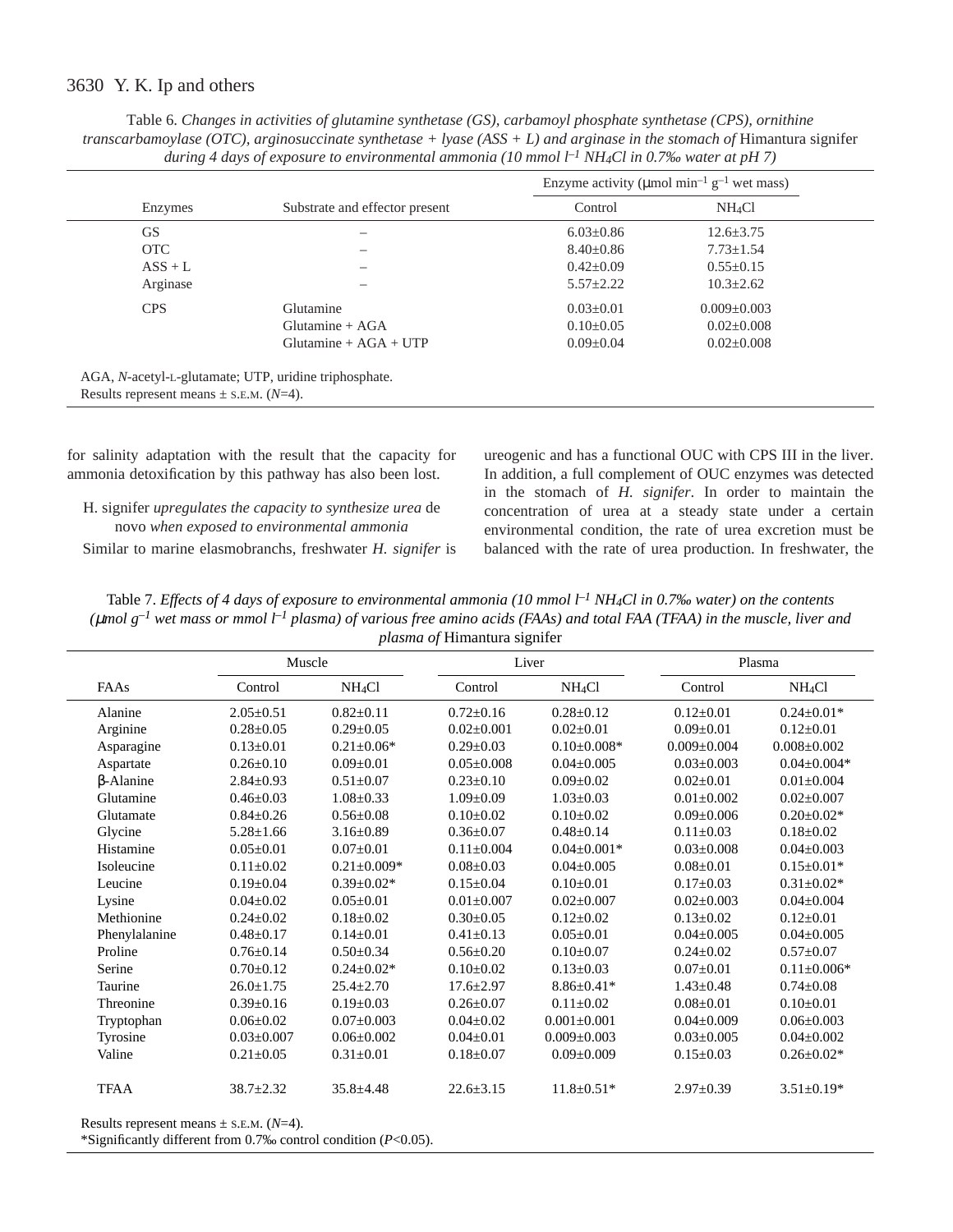Table 6. *Changes in activities of glutamine synthetase (GS), carbamoyl phosphate synthetase (CPS), ornithine transcarbamoylase (OTC), arginosuccinate synthetase + lyase (ASS + L) and arginase in the stomach of* Himantura signifer *during 4 days of exposure to environmental ammonia (10 mmol $l^{-1}$ $NH_4Cl$ in 0.7‰ water at pH 7)*

| | | Enzyme activity (μmol $min^{-1}$ $g^{-1}$ wet mass) | |
|---|---|---|---|
| Enzymes | Substrate and effector present | Control | $NH_4Cl$ |
| GS | – | 6.03±0.86 | 12.6±3.75 |
| OTC | – | 8.40±0.86 | 7.73±1.54 |
| ASS + L | – | 0.42±0.09 | 0.55±0.15 |
| Arginase | – | 5.57±2.22 | 10.3±2.62 |
| CPS | Glutamine | 0.03±0.01 | 0.009±0.003 |
| | Glutamine + AGA | 0.10±0.05 | 0.02±0.008 |
| | Glutamine + AGA + UTP | 0.09±0.04 | 0.02±0.008 |

AGA, *N*-acetyl-L-glutamate; UTP, uridine triphosphate.
Results represent means ± S.E.M. (*N*=4).

for salinity adaptation with the result that the capacity for ammonia detoxification by this pathway has also been lost.

### H. signifer *upregulates the capacity to synthesize urea* de novo *when exposed to environmental ammonia*

Similar to marine elasmobranchs, freshwater *H. signifer* is ureogenic and has a functional OUC with CPS III in the liver. In addition, a full complement of OUC enzymes was detected in the stomach of *H. signifer*. In order to maintain the concentration of urea at a steady state under a certain environmental condition, the rate of urea excretion must be balanced with the rate of urea production. In freshwater, the

Table 7. *Effects of 4 days of exposure to environmental ammonia (10 mmol $l^{-1}$ $NH_4Cl$ in 0.7‰ water) on the contents (μmol $g^{-1}$ wet mass or mmol $l^{-1}$ plasma) of various free amino acids (FAAs) and total FAA (TFAA) in the muscle, liver and plasma of* Himantura signifer

| | Muscle | | Liver | | Plasma | |
|---|---|---|---|---|---|---|
| FAAs | Control | $NH_4Cl$ | Control | $NH_4Cl$ | Control | $NH_4Cl$ |
| Alanine | 2.05±0.51 | 0.82±0.11 | 0.72±0.16 | 0.28±0.12 | 0.12±0.01 | 0.24±0.01* |
| Arginine | 0.28±0.05 | 0.29±0.05 | 0.02±0.001 | 0.02±0.01 | 0.09±0.01 | 0.12±0.01 |
| Asparagine | 0.13±0.01 | 0.21±0.06* | 0.29±0.03 | 0.10±0.008* | 0.009±0.004 | 0.008±0.002 |
| Aspartate | 0.26±0.10 | 0.09±0.01 | 0.05±0.008 | 0.04±0.005 | 0.03±0.003 | 0.04±0.004* |
| β-Alanine | 2.84±0.93 | 0.51±0.07 | 0.23±0.10 | 0.09±0.02 | 0.02±0.01 | 0.01±0.004 |
| Glutamine | 0.46±0.03 | 1.08±0.33 | 1.09±0.09 | 1.03±0.03 | 0.01±0.002 | 0.02±0.007 |
| Glutamate | 0.84±0.26 | 0.56±0.08 | 0.10±0.02 | 0.10±0.02 | 0.09±0.006 | 0.20±0.02* |
| Glycine | 5.28±1.66 | 3.16±0.89 | 0.36±0.07 | 0.48±0.14 | 0.11±0.03 | 0.18±0.02 |
| Histamine | 0.05±0.01 | 0.07±0.01 | 0.11±0.004 | 0.04±0.001* | 0.03±0.008 | 0.04±0.003 |
| Isoleucine | 0.11±0.02 | 0.21±0.009* | 0.08±0.03 | 0.04±0.005 | 0.08±0.01 | 0.15±0.01* |
| Leucine | 0.19±0.04 | 0.39±0.02* | 0.15±0.04 | 0.10±0.01 | 0.17±0.03 | 0.31±0.02* |
| Lysine | 0.04±0.02 | 0.05±0.01 | 0.01±0.007 | 0.02±0.007 | 0.02±0.003 | 0.04±0.004 |
| Methionine | 0.24±0.02 | 0.18±0.02 | 0.30±0.05 | 0.12±0.02 | 0.13±0.02 | 0.12±0.01 |
| Phenylalanine | 0.48±0.17 | 0.14±0.01 | 0.41±0.13 | 0.05±0.01 | 0.04±0.005 | 0.04±0.005 |
| Proline | 0.76±0.14 | 0.50±0.34 | 0.56±0.20 | 0.10±0.07 | 0.24±0.02 | 0.57±0.07 |
| Serine | 0.70±0.12 | 0.24±0.02* | 0.10±0.02 | 0.13±0.03 | 0.07±0.01 | 0.11±0.006* |
| Taurine | 26.0±1.75 | 25.4±2.70 | 17.6±2.97 | 8.86±0.41* | 1.43±0.48 | 0.74±0.08 |
| Threonine | 0.39±0.16 | 0.19±0.03 | 0.26±0.07 | 0.11±0.02 | 0.08±0.01 | 0.10±0.01 |
| Tryptophan | 0.06±0.02 | 0.07±0.003 | 0.04±0.02 | 0.001±0.001 | 0.04±0.009 | 0.06±0.003 |
| Tyrosine | 0.03±0.007 | 0.06±0.002 | 0.04±0.01 | 0.009±0.003 | 0.03±0.005 | 0.04±0.002 |
| Valine | 0.21±0.05 | 0.31±0.01 | 0.18±0.07 | 0.09±0.009 | 0.15±0.03 | 0.26±0.02* |
| TFAA | 38.7±2.32 | 35.8±4.48 | 22.6±3.15 | 11.8±0.51* | 2.97±0.39 | 3.51±0.19* |

Results represent means ± S.E.M. (*N*=4).
*Significantly different from 0.7‰ control condition ($P<0.05$).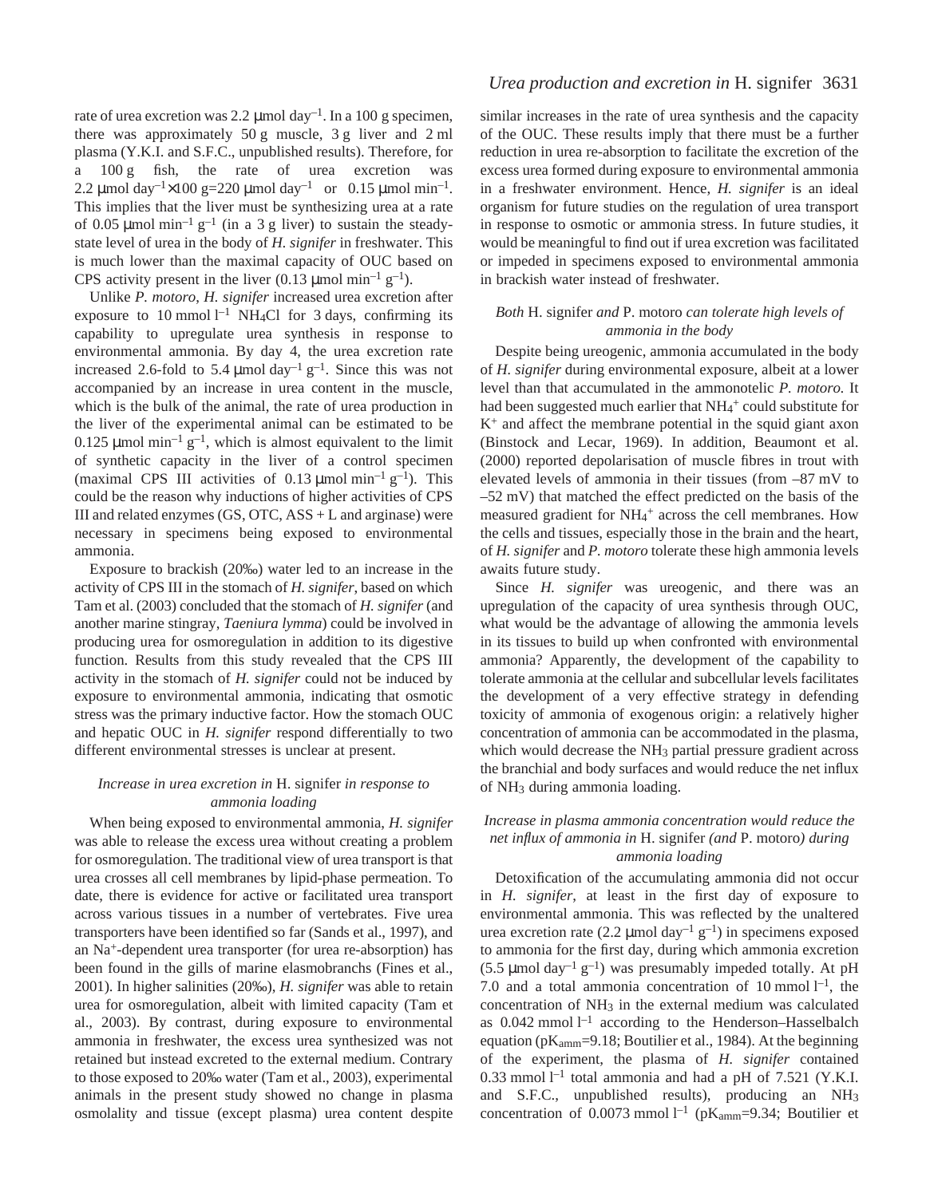rate of urea excretion was 2.2 μmol day$^{-1}$. In a 100 g specimen, there was approximately 50 g muscle, 3 g liver and 2 ml plasma (Y.K.I. and S.F.C., unpublished results). Therefore, for a 100 g fish, the rate of urea excretion was 2.2 μmol day$^{-1}$×100 g=220 μmol day$^{-1}$ or 0.15 μmol min$^{-1}$. This implies that the liver must be synthesizing urea at a rate of 0.05 μmol min$^{-1}$ g$^{-1}$ (in a 3 g liver) to sustain the steady-state level of urea in the body of *H. signifer* in freshwater. This is much lower than the maximal capacity of OUC based on CPS activity present in the liver (0.13 μmol min$^{-1}$ g$^{-1}$).

Unlike *P. motoro*, *H. signifer* increased urea excretion after exposure to 10 mmol l$^{-1}$ $NH_4Cl$ for 3 days, confirming its capability to upregulate urea synthesis in response to environmental ammonia. By day 4, the urea excretion rate increased 2.6-fold to 5.4 μmol day$^{-1}$ g$^{-1}$. Since this was not accompanied by an increase in urea content in the muscle, which is the bulk of the animal, the rate of urea production in the liver of the experimental animal can be estimated to be 0.125 μmol min$^{-1}$ g$^{-1}$, which is almost equivalent to the limit of synthetic capacity in the liver of a control specimen (maximal CPS III activities of 0.13 μmol min$^{-1}$ g$^{-1}$). This could be the reason why inductions of higher activities of CPS III and related enzymes (GS, OTC, ASS + L and arginase) were necessary in specimens being exposed to environmental ammonia.

Exposure to brackish (20‰) water led to an increase in the activity of CPS III in the stomach of *H. signifer*, based on which Tam et al. (2003) concluded that the stomach of *H. signifer* (and another marine stingray, *Taeniura lymma*) could be involved in producing urea for osmoregulation in addition to its digestive function. Results from this study revealed that the CPS III activity in the stomach of *H. signifer* could not be induced by exposure to environmental ammonia, indicating that osmotic stress was the primary inductive factor. How the stomach OUC and hepatic OUC in *H. signifer* respond differentially to two different environmental stresses is unclear at present.

### *Increase in urea excretion in* H. signifer *in response to ammonia loading*

When being exposed to environmental ammonia, *H. signifer* was able to release the excess urea without creating a problem for osmoregulation. The traditional view of urea transport is that urea crosses all cell membranes by lipid-phase permeation. To date, there is evidence for active or facilitated urea transport across various tissues in a number of vertebrates. Five urea transporters have been identified so far (Sands et al., 1997), and an $Na^+$-dependent urea transporter (for urea re-absorption) has been found in the gills of marine elasmobranchs (Fines et al., 2001). In higher salinities (20‰), *H. signifer* was able to retain urea for osmoregulation, albeit with limited capacity (Tam et al., 2003). By contrast, during exposure to environmental ammonia in freshwater, the excess urea synthesized was not retained but instead excreted to the external medium. Contrary to those exposed to 20‰ water (Tam et al., 2003), experimental animals in the present study showed no change in plasma osmolality and tissue (except plasma) urea content despite similar increases in the rate of urea synthesis and the capacity of the OUC. These results imply that there must be a further reduction in urea re-absorption to facilitate the excretion of the excess urea formed during exposure to environmental ammonia in a freshwater environment. Hence, *H. signifer* is an ideal organism for future studies on the regulation of urea transport in response to osmotic or ammonia stress. In future studies, it would be meaningful to find out if urea excretion was facilitated or impeded in specimens exposed to environmental ammonia in brackish water instead of freshwater.

### *Both* H. signifer *and* P. motoro *can tolerate high levels of ammonia in the body*

Despite being ureogenic, ammonia accumulated in the body of *H. signifer* during environmental exposure, albeit at a lower level than that accumulated in the ammonotelic *P. motoro.* It had been suggested much earlier that $NH_4^+$ could substitute for $K^+$ and affect the membrane potential in the squid giant axon (Binstock and Lecar, 1969). In addition, Beaumont et al. (2000) reported depolarisation of muscle fibres in trout with elevated levels of ammonia in their tissues (from –87 mV to –52 mV) that matched the effect predicted on the basis of the measured gradient for $NH_4^+$ across the cell membranes. How the cells and tissues, especially those in the brain and the heart, of *H. signifer* and *P. motoro* tolerate these high ammonia levels awaits future study.

Since *H. signifer* was ureogenic, and there was an upregulation of the capacity of urea synthesis through OUC, what would be the advantage of allowing the ammonia levels in its tissues to build up when confronted with environmental ammonia? Apparently, the development of the capability to tolerate ammonia at the cellular and subcellular levels facilitates the development of a very effective strategy in defending toxicity of ammonia of exogenous origin: a relatively higher concentration of ammonia can be accommodated in the plasma, which would decrease the $NH_3$ partial pressure gradient across the branchial and body surfaces and would reduce the net influx of $NH_3$ during ammonia loading.

### *Increase in plasma ammonia concentration would reduce the net influx of ammonia in* H. signifer *(and* P. motoro*) during ammonia loading*

Detoxification of the accumulating ammonia did not occur in *H. signifer*, at least in the first day of exposure to environmental ammonia. This was reflected by the unaltered urea excretion rate (2.2 μmol day$^{-1}$ g$^{-1}$) in specimens exposed to ammonia for the first day, during which ammonia excretion (5.5 μmol day$^{-1}$ g$^{-1}$) was presumably impeded totally. At pH 7.0 and a total ammonia concentration of 10 mmol l$^{-1}$, the concentration of $NH_3$ in the external medium was calculated as 0.042 mmol l$^{-1}$ according to the Henderson–Hasselbalch equation ($pK_{amm}$=9.18; Boutilier et al., 1984). At the beginning of the experiment, the plasma of *H. signifer* contained 0.33 mmol l$^{-1}$ total ammonia and had a pH of 7.521 (Y.K.I. and S.F.C., unpublished results), producing an $NH_3$ concentration of 0.0073 mmol l$^{-1}$ ($pK_{amm}$=9.34; Boutilier et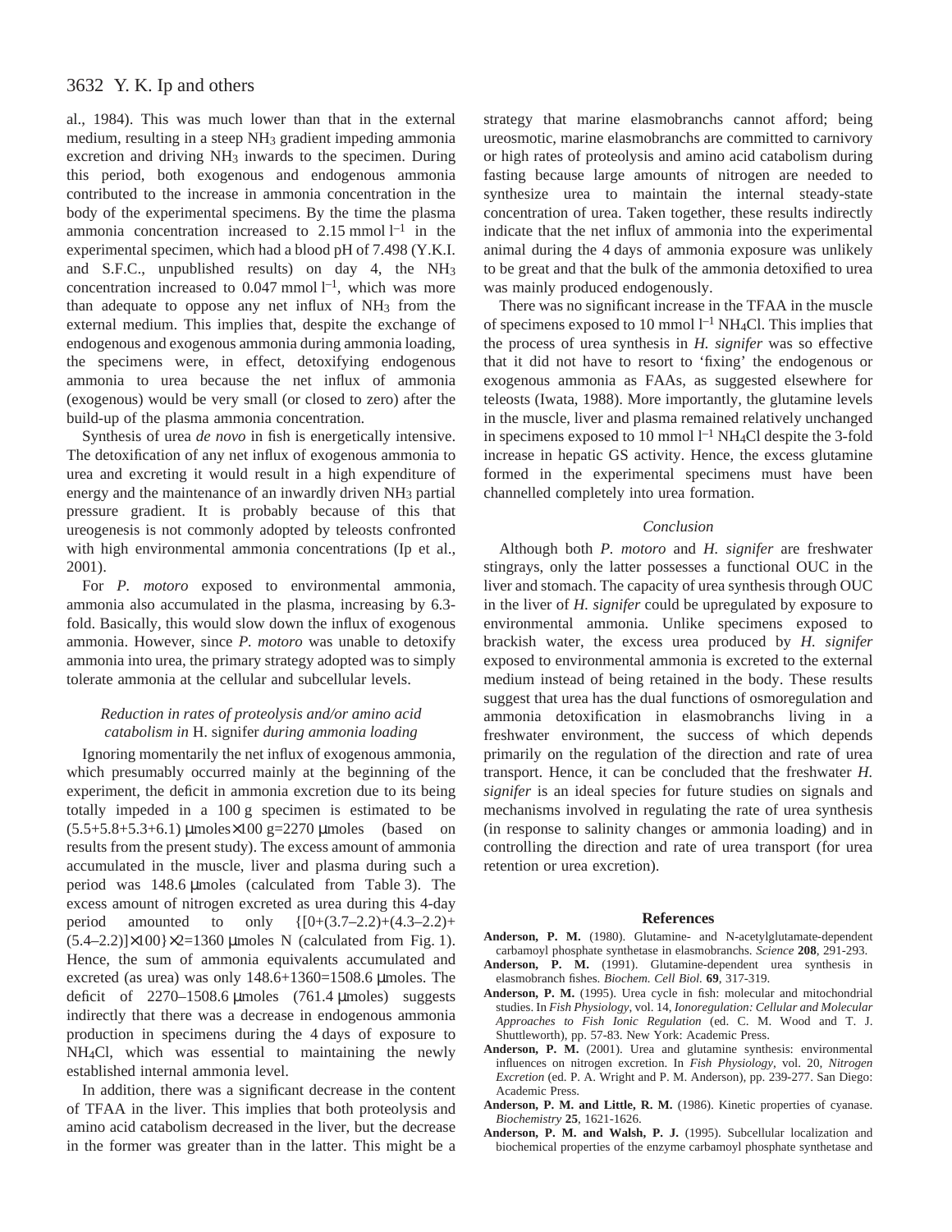al., 1984). This was much lower than that in the external medium, resulting in a steep $NH_3$ gradient impeding ammonia excretion and driving $NH_3$ inwards to the specimen. During this period, both exogenous and endogenous ammonia contributed to the increase in ammonia concentration in the body of the experimental specimens. By the time the plasma ammonia concentration increased to 2.15 mmol $l^{-1}$ in the experimental specimen, which had a blood pH of 7.498 (Y.K.I. and S.F.C., unpublished results) on day 4, the $NH_3$ concentration increased to 0.047 mmol $l^{-1}$, which was more than adequate to oppose any net influx of $NH_3$ from the external medium. This implies that, despite the exchange of endogenous and exogenous ammonia during ammonia loading, the specimens were, in effect, detoxifying endogenous ammonia to urea because the net influx of ammonia (exogenous) would be very small (or closed to zero) after the build-up of the plasma ammonia concentration.

Synthesis of urea *de novo* in fish is energetically intensive. The detoxification of any net influx of exogenous ammonia to urea and excreting it would result in a high expenditure of energy and the maintenance of an inwardly driven $NH_3$ partial pressure gradient. It is probably because of this that ureogenesis is not commonly adopted by teleosts confronted with high environmental ammonia concentrations (Ip et al., 2001).

For *P. motoro* exposed to environmental ammonia, ammonia also accumulated in the plasma, increasing by 6.3-fold. Basically, this would slow down the influx of exogenous ammonia. However, since *P. motoro* was unable to detoxify ammonia into urea, the primary strategy adopted was to simply tolerate ammonia at the cellular and subcellular levels.

### *Reduction in rates of proteolysis and/or amino acid catabolism in* H. signifer *during ammonia loading*

Ignoring momentarily the net influx of exogenous ammonia, which presumably occurred mainly at the beginning of the experiment, the deficit in ammonia excretion due to its being totally impeded in a 100 g specimen is estimated to be (5.5+5.8+5.3+6.1) μmoles×100 g=2270 μmoles (based on results from the present study). The excess amount of ammonia accumulated in the muscle, liver and plasma during such a period was 148.6 μmoles (calculated from Table 3). The excess amount of nitrogen excreted as urea during this 4-day period amounted to only {[0+(3.7–2.2)+(4.3–2.2)+(5.4–2.2)]×100}×2=1360 μmoles N (calculated from Fig. 1). Hence, the sum of ammonia equivalents accumulated and excreted (as urea) was only 148.6+1360=1508.6 μmoles. The deficit of 2270–1508.6 μmoles (761.4 μmoles) suggests indirectly that there was a decrease in endogenous ammonia production in specimens during the 4 days of exposure to $NH_4Cl$, which was essential to maintaining the newly established internal ammonia level.

In addition, there was a significant decrease in the content of TFAA in the liver. This implies that both proteolysis and amino acid catabolism decreased in the liver, but the decrease in the former was greater than in the latter. This might be a strategy that marine elasmobranchs cannot afford; being ureosmotic, marine elasmobranchs are committed to carnivory or high rates of proteolysis and amino acid catabolism during fasting because large amounts of nitrogen are needed to synthesize urea to maintain the internal steady-state concentration of urea. Taken together, these results indirectly indicate that the net influx of ammonia into the experimental animal during the 4 days of ammonia exposure was unlikely to be great and that the bulk of the ammonia detoxified to urea was mainly produced endogenously.

There was no significant increase in the TFAA in the muscle of specimens exposed to 10 mmol $l^{-1}$ $NH_4Cl$. This implies that the process of urea synthesis in *H. signifer* was so effective that it did not have to resort to 'fixing' the endogenous or exogenous ammonia as FAAs, as suggested elsewhere for teleosts (Iwata, 1988). More importantly, the glutamine levels in the muscle, liver and plasma remained relatively unchanged in specimens exposed to 10 mmol $l^{-1}$ $NH_4Cl$ despite the 3-fold increase in hepatic GS activity. Hence, the excess glutamine formed in the experimental specimens must have been channelled completely into urea formation.

### *Conclusion*

Although both *P. motoro* and *H. signifer* are freshwater stingrays, only the latter possesses a functional OUC in the liver and stomach. The capacity of urea synthesis through OUC in the liver of *H. signifer* could be upregulated by exposure to environmental ammonia. Unlike specimens exposed to brackish water, the excess urea produced by *H. signifer* exposed to environmental ammonia is excreted to the external medium instead of being retained in the body. These results suggest that urea has the dual functions of osmoregulation and ammonia detoxification in elasmobranchs living in a freshwater environment, the success of which depends primarily on the regulation of the direction and rate of urea transport. Hence, it can be concluded that the freshwater *H. signifer* is an ideal species for future studies on signals and mechanisms involved in regulating the rate of urea synthesis (in response to salinity changes or ammonia loading) and in controlling the direction and rate of urea transport (for urea retention or urea excretion).

## References

**Anderson, P. M.** (1980). Glutamine- and N-acetylglutamate-dependent carbamoyl phosphate synthetase in elasmobranchs. *Science* **208**, 291-293.

**Anderson, P. M.** (1991). Glutamine-dependent urea synthesis in elasmobranch fishes. *Biochem. Cell Biol.* **69**, 317-319.

**Anderson, P. M.** (1995). Urea cycle in fish: molecular and mitochondrial studies. In *Fish Physiology*, vol. 14, *Ionoregulation: Cellular and Molecular Approaches to Fish Ionic Regulation* (ed. C. M. Wood and T. J. Shuttleworth), pp. 57-83. New York: Academic Press.

**Anderson, P. M.** (2001). Urea and glutamine synthesis: environmental influences on nitrogen excretion. In *Fish Physiology*, vol. 20, *Nitrogen Excretion* (ed. P. A. Wright and P. M. Anderson), pp. 239-277. San Diego: Academic Press.

**Anderson, P. M. and Little, R. M.** (1986). Kinetic properties of cyanase. *Biochemistry* **25**, 1621-1626.

**Anderson, P. M. and Walsh, P. J.** (1995). Subcellular localization and biochemical properties of the enzyme carbamoyl phosphate synthetase and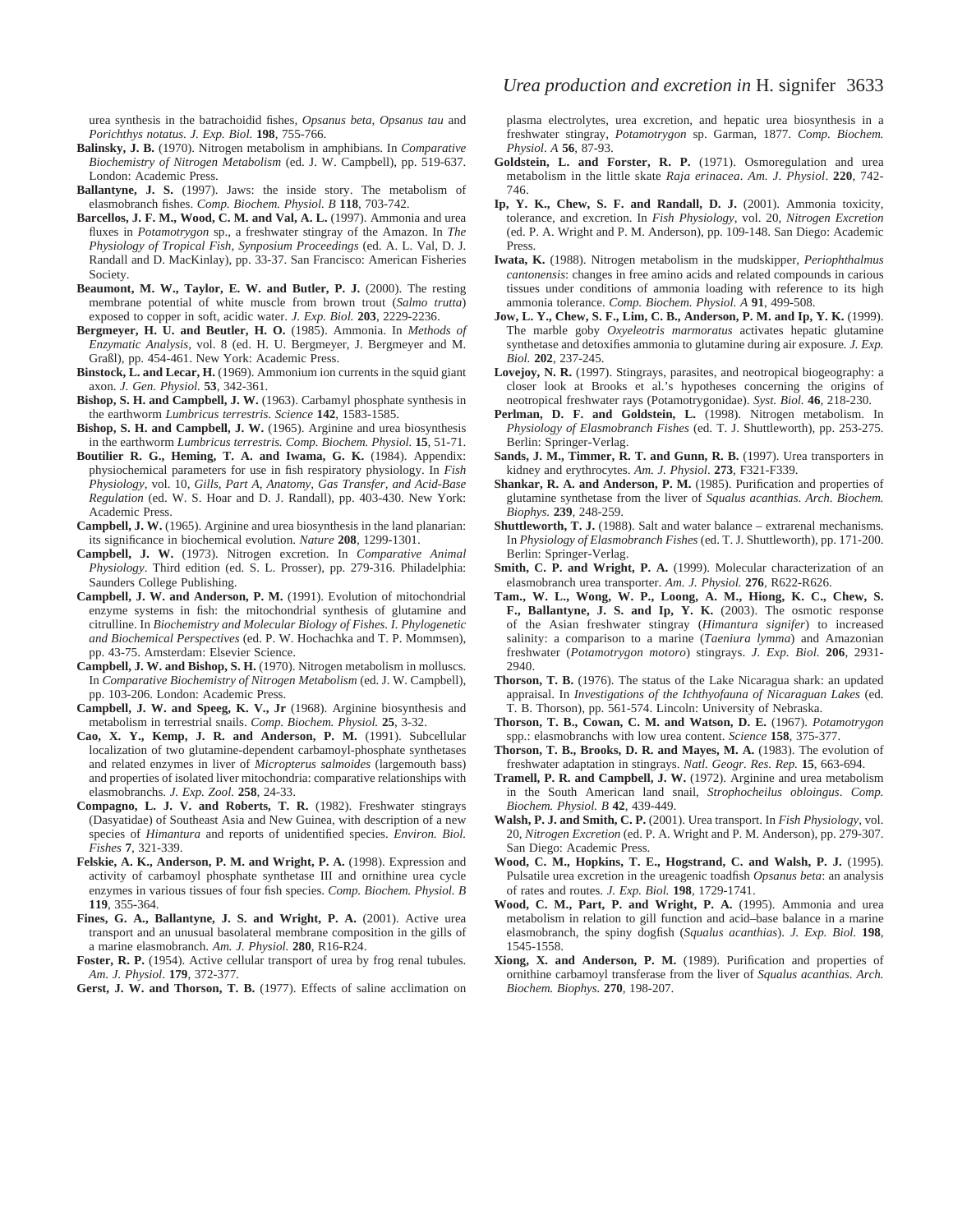urea synthesis in the batrachoidid fishes, *Opsanus beta*, *Opsanus tau* and *Porichthys notatus*. *J. Exp. Biol.* **198**, 755-766.

**Balinsky, J. B.** (1970). Nitrogen metabolism in amphibians. In *Comparative Biochemistry of Nitrogen Metabolism* (ed. J. W. Campbell), pp. 519-637. London: Academic Press.

**Ballantyne, J. S.** (1997). Jaws: the inside story. The metabolism of elasmobranch fishes. *Comp. Biochem. Physiol. B* **118**, 703-742.

**Barcellos, J. F. M., Wood, C. M. and Val, A. L.** (1997). Ammonia and urea fluxes in *Potamotrygon* sp., a freshwater stingray of the Amazon. In *The Physiology of Tropical Fish, Synposium Proceedings* (ed. A. L. Val, D. J. Randall and D. MacKinlay), pp. 33-37. San Francisco: American Fisheries Society.

**Beaumont, M. W., Taylor, E. W. and Butler, P. J.** (2000). The resting membrane potential of white muscle from brown trout (*Salmo trutta*) exposed to copper in soft, acidic water. *J. Exp. Biol.* **203**, 2229-2236.

**Bergmeyer, H. U. and Beutler, H. O.** (1985). Ammonia. In *Methods of Enzymatic Analysis*, vol. 8 (ed. H. U. Bergmeyer, J. Bergmeyer and M. Graßl), pp. 454-461. New York: Academic Press.

**Binstock, L. and Lecar, H.** (1969). Ammonium ion currents in the squid giant axon. *J. Gen. Physiol.* **53**, 342-361.

**Bishop, S. H. and Campbell, J. W.** (1963). Carbamyl phosphate synthesis in the earthworm *Lumbricus terrestris. Science* **142**, 1583-1585.

**Bishop, S. H. and Campbell, J. W.** (1965). Arginine and urea biosynthesis in the earthworm *Lumbricus terrestris. Comp. Biochem. Physiol.* **15**, 51-71.

**Boutilier R. G., Heming, T. A. and Iwama, G. K.** (1984). Appendix: physiochemical parameters for use in fish respiratory physiology. In *Fish Physiology*, vol. 10, *Gills, Part A, Anatomy, Gas Transfer, and Acid-Base Regulation* (ed. W. S. Hoar and D. J. Randall), pp. 403-430. New York: Academic Press.

**Campbell, J. W.** (1965). Arginine and urea biosynthesis in the land planarian: its significance in biochemical evolution. *Nature* **208**, 1299-1301.

**Campbell, J. W.** (1973). Nitrogen excretion. In *Comparative Animal Physiology*. Third edition (ed. S. L. Prosser), pp. 279-316. Philadelphia: Saunders College Publishing.

**Campbell, J. W. and Anderson, P. M.** (1991). Evolution of mitochondrial enzyme systems in fish: the mitochondrial synthesis of glutamine and citrulline. In *Biochemistry and Molecular Biology of Fishes. I. Phylogenetic and Biochemical Perspectives* (ed. P. W. Hochachka and T. P. Mommsen), pp. 43-75. Amsterdam: Elsevier Science.

**Campbell, J. W. and Bishop, S. H.** (1970). Nitrogen metabolism in molluscs. In *Comparative Biochemistry of Nitrogen Metabolism* (ed. J. W. Campbell), pp. 103-206. London: Academic Press.

**Campbell, J. W. and Speeg, K. V., Jr** (1968). Arginine biosynthesis and metabolism in terrestrial snails. *Comp. Biochem. Physiol.* **25**, 3-32.

**Cao, X. Y., Kemp, J. R. and Anderson, P. M.** (1991). Subcellular localization of two glutamine-dependent carbamoyl-phosphate synthetases and related enzymes in liver of *Micropterus salmoides* (largemouth bass) and properties of isolated liver mitochondria: comparative relationships with elasmobranchs. *J. Exp. Zool.* **258**, 24-33.

**Compagno, L. J. V. and Roberts, T. R.** (1982). Freshwater stingrays (Dasyatidae) of Southeast Asia and New Guinea, with description of a new species of *Himantura* and reports of unidentified species. *Environ. Biol. Fishes* **7**, 321-339.

**Felskie, A. K., Anderson, P. M. and Wright, P. A.** (1998). Expression and activity of carbamoyl phosphate synthetase III and ornithine urea cycle enzymes in various tissues of four fish species. *Comp. Biochem. Physiol. B* **119**, 355-364.

**Fines, G. A., Ballantyne, J. S. and Wright, P. A.** (2001). Active urea transport and an unusual basolateral membrane composition in the gills of a marine elasmobranch. *Am. J. Physiol.* **280**, R16-R24.

**Foster, R. P.** (1954). Active cellular transport of urea by frog renal tubules. *Am. J. Physiol.* **179**, 372-377.

**Gerst, J. W. and Thorson, T. B.** (1977). Effects of saline acclimation on plasma electrolytes, urea excretion, and hepatic urea biosynthesis in a freshwater stingray, *Potamotrygon* sp. Garman, 1877. *Comp. Biochem. Physiol. A* **56**, 87-93.

**Goldstein, L. and Forster, R. P.** (1971). Osmoregulation and urea metabolism in the little skate *Raja erinacea*. *Am. J. Physiol*. **220**, 742-746.

**Ip, Y. K., Chew, S. F. and Randall, D. J.** (2001). Ammonia toxicity, tolerance, and excretion. In *Fish Physiology*, vol. 20, *Nitrogen Excretion* (ed. P. A. Wright and P. M. Anderson), pp. 109-148. San Diego: Academic Press.

**Iwata, K.** (1988). Nitrogen metabolism in the mudskipper, *Periophthalmus cantonensis*: changes in free amino acids and related compounds in carious tissues under conditions of ammonia loading with reference to its high ammonia tolerance. *Comp. Biochem. Physiol. A* **91**, 499-508.

**Jow, L. Y., Chew, S. F., Lim, C. B., Anderson, P. M. and Ip, Y. K.** (1999). The marble goby *Oxyeleotris marmoratus* activates hepatic glutamine synthetase and detoxifies ammonia to glutamine during air exposure. *J. Exp. Biol.* **202**, 237-245.

**Lovejoy, N. R.** (1997). Stingrays, parasites, and neotropical biogeography: a closer look at Brooks et al.'s hypotheses concerning the origins of neotropical freshwater rays (Potamotrygonidae). *Syst. Biol.* **46**, 218-230.

**Perlman, D. F. and Goldstein, L.** (1998). Nitrogen metabolism. In *Physiology of Elasmobranch Fishes* (ed. T. J. Shuttleworth), pp. 253-275. Berlin: Springer-Verlag.

**Sands, J. M., Timmer, R. T. and Gunn, R. B.** (1997). Urea transporters in kidney and erythrocytes. *Am. J. Physiol*. **273**, F321-F339.

**Shankar, R. A. and Anderson, P. M.** (1985). Purification and properties of glutamine synthetase from the liver of *Squalus acanthias*. *Arch. Biochem. Biophys.* **239**, 248-259.

**Shuttleworth, T. J.** (1988). Salt and water balance – extrarenal mechanisms. In *Physiology of Elasmobranch Fishes* (ed. T. J. Shuttleworth), pp. 171-200. Berlin: Springer-Verlag.

**Smith, C. P. and Wright, P. A.** (1999). Molecular characterization of an elasmobranch urea transporter. *Am. J. Physiol.* **276**, R622-R626.

**Tam., W. L., Wong, W. P., Loong, A. M., Hiong, K. C., Chew, S. F., Ballantyne, J. S. and Ip, Y. K.** (2003). The osmotic response of the Asian freshwater stingray (*Himantura signifer*) to increased salinity: a comparison to a marine (*Taeniura lymma*) and Amazonian freshwater (*Potamotrygon motoro*) stingrays. *J. Exp. Biol.* **206**, 2931-2940.

**Thorson, T. B.** (1976). The status of the Lake Nicaragua shark: an updated appraisal. In *Investigations of the Ichthyofauna of Nicaraguan Lakes* (ed. T. B. Thorson), pp. 561-574. Lincoln: University of Nebraska.

**Thorson, T. B., Cowan, C. M. and Watson, D. E.** (1967). *Potamotrygon* spp.: elasmobranchs with low urea content. *Science* **158**, 375-377.

**Thorson, T. B., Brooks, D. R. and Mayes, M. A.** (1983). The evolution of freshwater adaptation in stingrays. *Natl. Geogr. Res. Rep.* **15**, 663-694.

**Tramell, P. R. and Campbell, J. W.** (1972). Arginine and urea metabolism in the South American land snail, *Strophocheilus obloingus*. *Comp. Biochem. Physiol. B* **42**, 439-449.

**Walsh, P. J. and Smith, C. P.** (2001). Urea transport. In *Fish Physiology*, vol. 20, *Nitrogen Excretion* (ed. P. A. Wright and P. M. Anderson), pp. 279-307. San Diego: Academic Press.

**Wood, C. M., Hopkins, T. E., Hogstrand, C. and Walsh, P. J.** (1995). Pulsatile urea excretion in the ureagenic toadfish *Opsanus beta*: an analysis of rates and routes. *J. Exp. Biol.* **198**, 1729-1741.

**Wood, C. M., Part, P. and Wright, P. A.** (1995). Ammonia and urea metabolism in relation to gill function and acid–base balance in a marine elasmobranch, the spiny dogfish (*Squalus acanthias*). *J. Exp. Biol.* **198**, 1545-1558.

**Xiong, X. and Anderson, P. M.** (1989). Purification and properties of ornithine carbamoyl transferase from the liver of *Squalus acanthias*. *Arch. Biochem. Biophys.* **270**, 198-207.